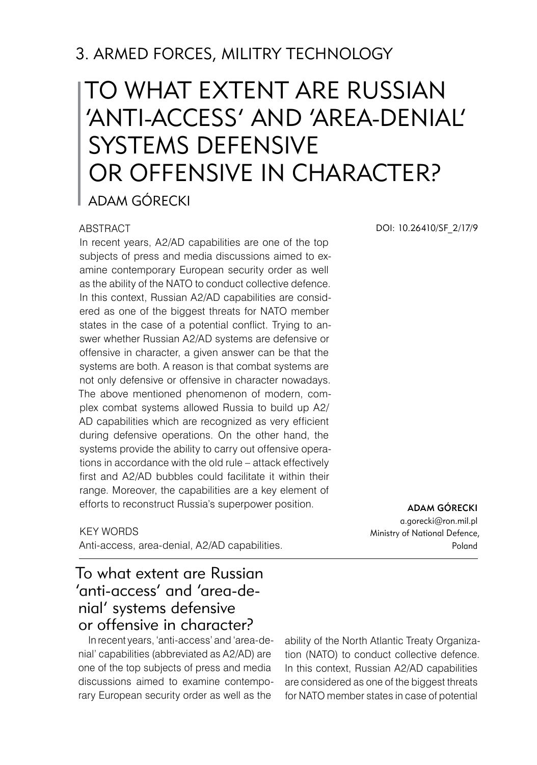## 3. ARMED FORCES, MILITRY TECHNOLOGY

# TO WHAT EXTENT ARE RUSSIAN 'ANTI-ACCESS' AND 'AREA-DENIAL' SYSTEMS DEFENSIVE OR OFFENSIVE IN CHARACTER?

ADAM GÓRECKI

DOI: 10.26410/SF_2/17/9

**ABSTRACT**

In recent years, A2/AD capabilities are one of the top subjects of press and media discussions aimed to examine contemporary European security order as well as the ability of the NATO to conduct collective defence. In this context, Russian A2/AD capabilities are considered as one of the biggest threats for NATO member states in the case of a potential conflict. Trying to answer whether Russian A2/AD systems are defensive or offensive in character, a given answer can be that the systems are both. A reason is that combat systems are not only defensive or offensive in character nowadays. The above mentioned phenomenon of modern, complex combat systems allowed Russia to build up A2/AD capabilities which are recognized as very efficient during defensive operations. On the other hand, the systems provide the ability to carry out offensive operations in accordance with the old rule – attack effectively first and A2/AD bubbles could facilitate it within their range. Moreover, the capabilities are a key element of efforts to reconstruct Russia's superpower position.

**KEY WORDS**

Anti-access, area-denial, A2/AD capabilities.

**ADAM GÓRECKI**
a.gorecki@ron.mil.pl
Ministry of National Defence, Poland

## To what extent are Russian 'anti-access' and 'area-denial' systems defensive or offensive in character?

In recent years, 'anti-access' and 'area-denial' capabilities (abbreviated as A2/AD) are one of the top subjects of press and media discussions aimed to examine contemporary European security order as well as the ability of the North Atlantic Treaty Organization (NATO) to conduct collective defence. In this context, Russian A2/AD capabilities are considered as one of the biggest threats for NATO member states in case of potential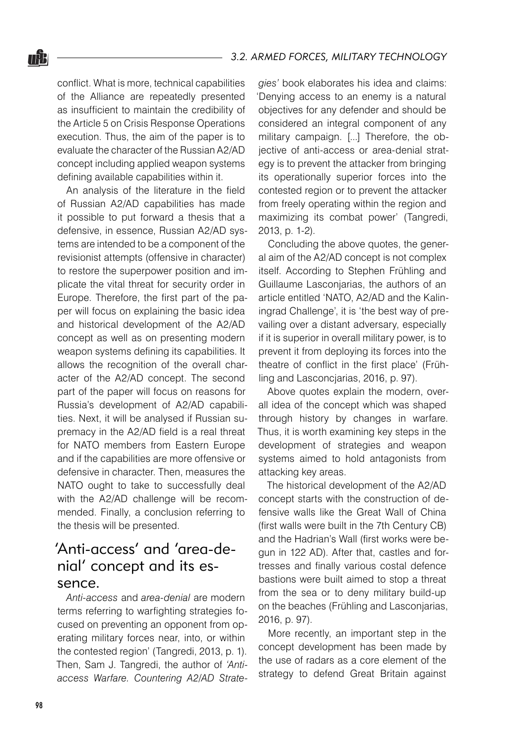conflict. What is more, technical capabilities of the Alliance are repeatedly presented as insufficient to maintain the credibility of the Article 5 on Crisis Response Operations execution. Thus, the aim of the paper is to evaluate the character of the Russian A2/AD concept including applied weapon systems defining available capabilities within it.

An analysis of the literature in the field of Russian A2/AD capabilities has made it possible to put forward a thesis that a defensive, in essence, Russian A2/AD systems are intended to be a component of the revisionist attempts (offensive in character) to restore the superpower position and implicate the vital threat for security order in Europe. Therefore, the first part of the paper will focus on explaining the basic idea and historical development of the A2/AD concept as well as on presenting modern weapon systems defining its capabilities. It allows the recognition of the overall character of the A2/AD concept. The second part of the paper will focus on reasons for Russia's development of A2/AD capabilities. Next, it will be analysed if Russian supremacy in the A2/AD field is a real threat for NATO members from Eastern Europe and if the capabilities are more offensive or defensive in character. Then, measures the NATO ought to take to successfully deal with the A2/AD challenge will be recommended. Finally, a conclusion referring to the thesis will be presented.

## 'Anti-access' and 'area-denial' concept and its essence.

*Anti-access* and *area-denial* are modern terms referring to warfighting strategies focused on preventing an opponent from operating military forces near, into, or within the contested region' (Tangredi, 2013, p. 1). Then, Sam J. Tangredi, the author of *'Anti-access Warfare. Countering A2/AD Strategies'* book elaborates his idea and claims: 'Denying access to an enemy is a natural objectives for any defender and should be considered an integral component of any military campaign. [...] Therefore, the objective of anti-access or area-denial strategy is to prevent the attacker from bringing its operationally superior forces into the contested region or to prevent the attacker from freely operating within the region and maximizing its combat power' (Tangredi, 2013, p. 1-2).

Concluding the above quotes, the general aim of the A2/AD concept is not complex itself. According to Stephen Frühling and Guillaume Lasconjarias, the authors of an article entitled 'NATO, A2/AD and the Kaliningrad Challenge', it is 'the best way of prevailing over a distant adversary, especially if it is superior in overall military power, is to prevent it from deploying its forces into the theatre of conflict in the first place' (Frühling and Lasconcjarias, 2016, p. 97).

Above quotes explain the modern, overall idea of the concept which was shaped through history by changes in warfare. Thus, it is worth examining key steps in the development of strategies and weapon systems aimed to hold antagonists from attacking key areas.

The historical development of the A2/AD concept starts with the construction of defensive walls like the Great Wall of China (first walls were built in the 7th Century CB) and the Hadrian's Wall (first works were begun in 122 AD). After that, castles and fortresses and finally various costal defence bastions were built aimed to stop a threat from the sea or to deny military build-up on the beaches (Frühling and Lasconjarias, 2016, p. 97).

More recently, an important step in the concept development has been made by the use of radars as a core element of the strategy to defend Great Britain against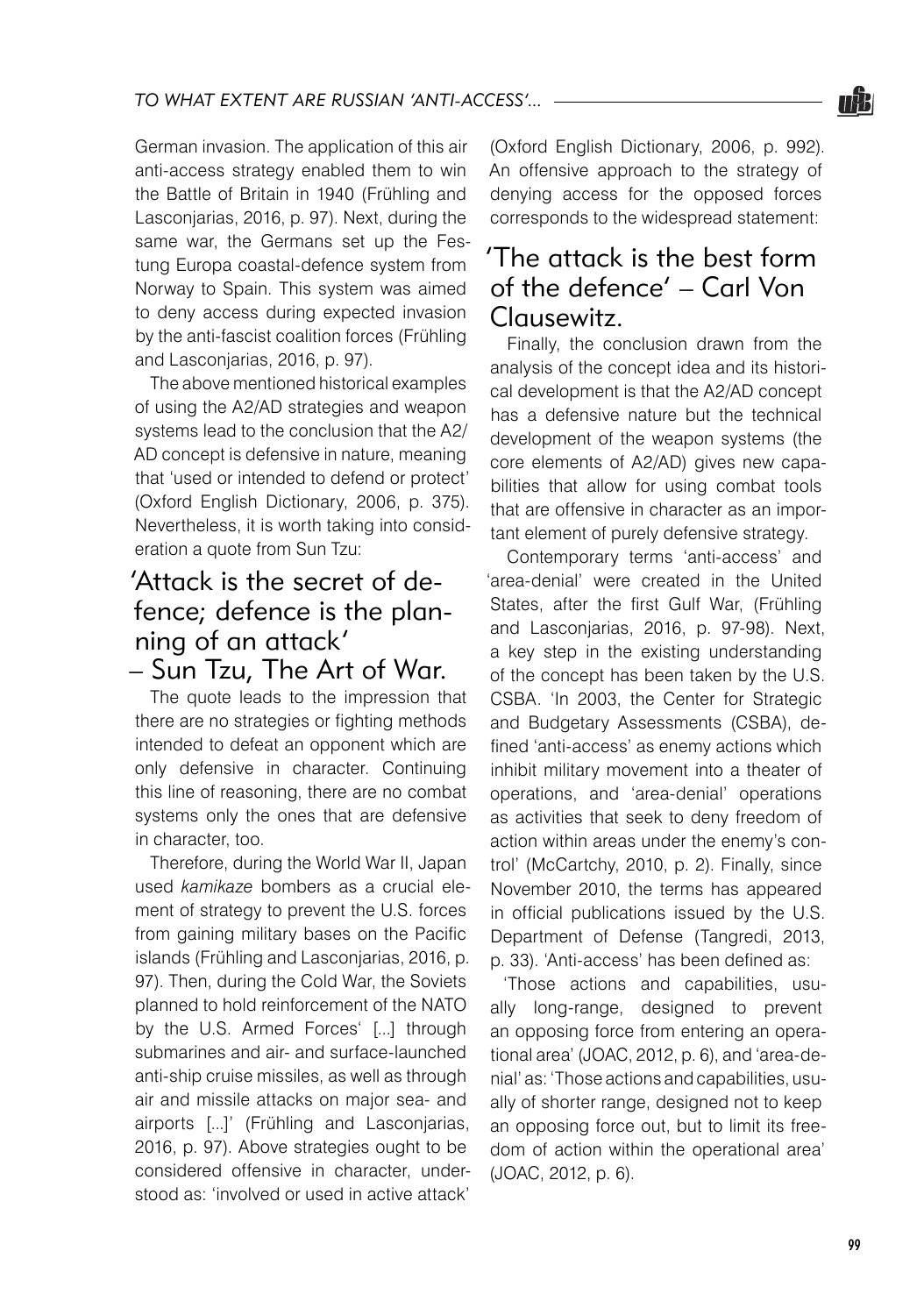German invasion. The application of this air anti-access strategy enabled them to win the Battle of Britain in 1940 (Frühling and Lasconjarias, 2016, p. 97). Next, during the same war, the Germans set up the Festung Europa coastal-defence system from Norway to Spain. This system was aimed to deny access during expected invasion by the anti-fascist coalition forces (Frühling and Lasconjarias, 2016, p. 97).

The above mentioned historical examples of using the A2/AD strategies and weapon systems lead to the conclusion that the A2/AD concept is defensive in nature, meaning that 'used or intended to defend or protect' (Oxford English Dictionary, 2006, p. 375). Nevertheless, it is worth taking into consideration a quote from Sun Tzu:

## 'Attack is the secret of defence; defence is the planning of an attack' – Sun Tzu, The Art of War.

The quote leads to the impression that there are no strategies or fighting methods intended to defeat an opponent which are only defensive in character. Continuing this line of reasoning, there are no combat systems only the ones that are defensive in character, too.

Therefore, during the World War II, Japan used *kamikaze* bombers as a crucial element of strategy to prevent the U.S. forces from gaining military bases on the Pacific islands (Frühling and Lasconjarias, 2016, p. 97). Then, during the Cold War, the Soviets planned to hold reinforcement of the NATO by the U.S. Armed Forces' [...] through submarines and air- and surface-launched anti-ship cruise missiles, as well as through air and missile attacks on major sea- and airports [...]' (Frühling and Lasconjarias, 2016, p. 97). Above strategies ought to be considered offensive in character, understood as: 'involved or used in active attack' (Oxford English Dictionary, 2006, p. 992). An offensive approach to the strategy of denying access for the opposed forces corresponds to the widespread statement:

## 'The attack is the best form of the defence' – Carl Von Clausewitz.

Finally, the conclusion drawn from the analysis of the concept idea and its historical development is that the A2/AD concept has a defensive nature but the technical development of the weapon systems (the core elements of A2/AD) gives new capabilities that allow for using combat tools that are offensive in character as an important element of purely defensive strategy.

Contemporary terms 'anti-access' and 'area-denial' were created in the United States, after the first Gulf War, (Frühling and Lasconjarias, 2016, p. 97-98). Next, a key step in the existing understanding of the concept has been taken by the U.S. CSBA. 'In 2003, the Center for Strategic and Budgetary Assessments (CSBA), defined 'anti-access' as enemy actions which inhibit military movement into a theater of operations, and 'area-denial' operations as activities that seek to deny freedom of action within areas under the enemy's control' (McCartchy, 2010, p. 2). Finally, since November 2010, the terms has appeared in official publications issued by the U.S. Department of Defense (Tangredi, 2013, p. 33). 'Anti-access' has been defined as:

'Those actions and capabilities, usually long-range, designed to prevent an opposing force from entering an operational area' (JOAC, 2012, p. 6), and 'area-denial' as: 'Those actions and capabilities, usually of shorter range, designed not to keep an opposing force out, but to limit its freedom of action within the operational area' (JOAC, 2012, p. 6).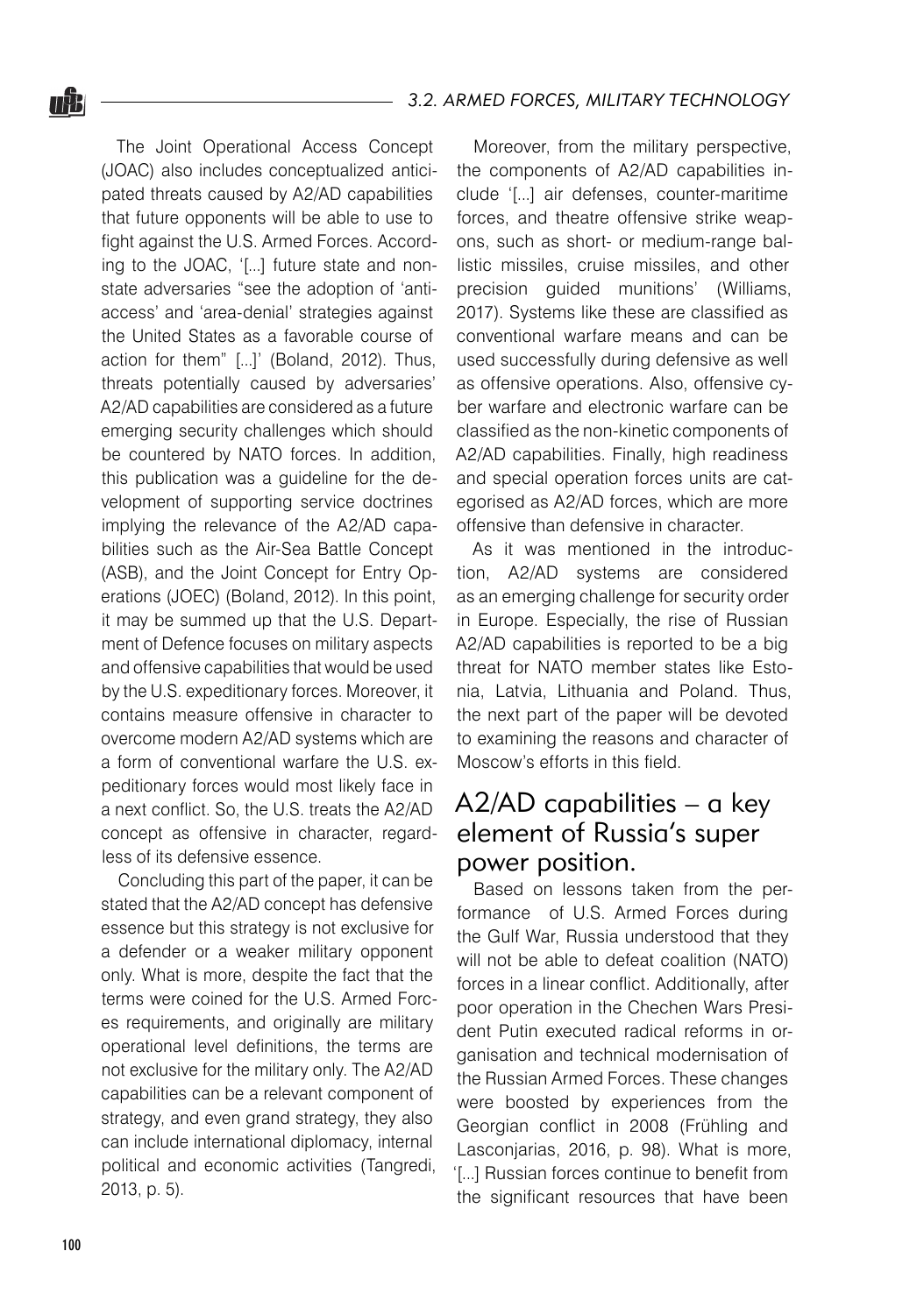The Joint Operational Access Concept (JOAC) also includes conceptualized anticipated threats caused by A2/AD capabilities that future opponents will be able to use to fight against the U.S. Armed Forces. According to the JOAC, '[...] future state and non-state adversaries "see the adoption of 'anti-access' and 'area-denial' strategies against the United States as a favorable course of action for them" [...]' (Boland, 2012). Thus, threats potentially caused by adversaries' A2/AD capabilities are considered as a future emerging security challenges which should be countered by NATO forces. In addition, this publication was a guideline for the development of supporting service doctrines implying the relevance of the A2/AD capabilities such as the Air-Sea Battle Concept (ASB), and the Joint Concept for Entry Operations (JOEC) (Boland, 2012). In this point, it may be summed up that the U.S. Department of Defence focuses on military aspects and offensive capabilities that would be used by the U.S. expeditionary forces. Moreover, it contains measure offensive in character to overcome modern A2/AD systems which are a form of conventional warfare the U.S. expeditionary forces would most likely face in a next conflict. So, the U.S. treats the A2/AD concept as offensive in character, regardless of its defensive essence.

Concluding this part of the paper, it can be stated that the A2/AD concept has defensive essence but this strategy is not exclusive for a defender or a weaker military opponent only. What is more, despite the fact that the terms were coined for the U.S. Armed Forces requirements, and originally are military operational level definitions, the terms are not exclusive for the military only. The A2/AD capabilities can be a relevant component of strategy, and even grand strategy, they also can include international diplomacy, internal political and economic activities (Tangredi, 2013, p. 5).

Moreover, from the military perspective, the components of A2/AD capabilities include '[...] air defenses, counter-maritime forces, and theatre offensive strike weapons, such as short- or medium-range ballistic missiles, cruise missiles, and other precision guided munitions' (Williams, 2017). Systems like these are classified as conventional warfare means and can be used successfully during defensive as well as offensive operations. Also, offensive cyber warfare and electronic warfare can be classified as the non-kinetic components of A2/AD capabilities. Finally, high readiness and special operation forces units are categorised as A2/AD forces, which are more offensive than defensive in character.

As it was mentioned in the introduction, A2/AD systems are considered as an emerging challenge for security order in Europe. Especially, the rise of Russian A2/AD capabilities is reported to be a big threat for NATO member states like Estonia, Latvia, Lithuania and Poland. Thus, the next part of the paper will be devoted to examining the reasons and character of Moscow's efforts in this field.

## A2/AD capabilities – a key element of Russia's super power position.

Based on lessons taken from the performance of U.S. Armed Forces during the Gulf War, Russia understood that they will not be able to defeat coalition (NATO) forces in a linear conflict. Additionally, after poor operation in the Chechen Wars President Putin executed radical reforms in organisation and technical modernisation of the Russian Armed Forces. These changes were boosted by experiences from the Georgian conflict in 2008 (Frühling and Lasconjarias, 2016, p. 98). What is more, '[...] Russian forces continue to benefit from the significant resources that have been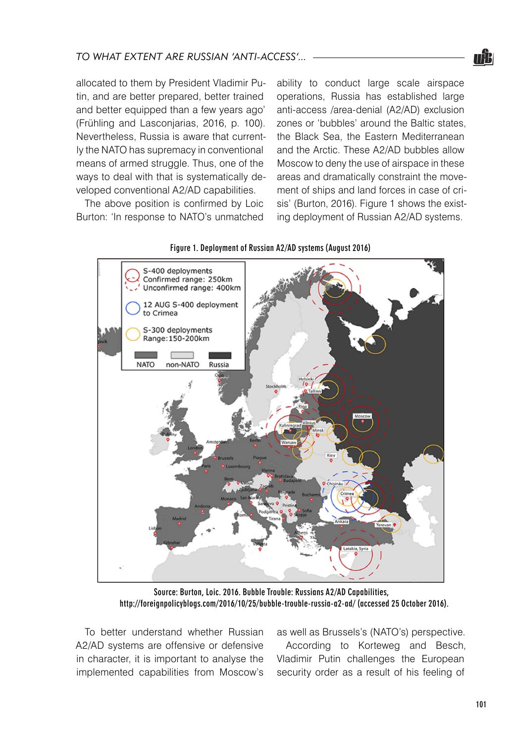allocated to them by President Vladimir Putin, and are better prepared, better trained and better equipped than a few years ago' (Frühling and Lasconjarias, 2016, p. 100). Nevertheless, Russia is aware that currently the NATO has supremacy in conventional means of armed struggle. Thus, one of the ways to deal with that is systematically developed conventional A2/AD capabilities.

The above position is confirmed by Loic Burton: 'In response to NATO's unmatched ability to conduct large scale airspace operations, Russia has established large anti-access /area-denial (A2/AD) exclusion zones or 'bubbles' around the Baltic states, the Black Sea, the Eastern Mediterranean and the Arctic. These A2/AD bubbles allow Moscow to deny the use of airspace in these areas and dramatically constraint the movement of ships and land forces in case of crisis' (Burton, 2016). Figure 1 shows the existing deployment of Russian A2/AD systems.

**Figure 1. Deployment of Russian A2/AD systems (August 2016)**

Source: Burton, Loic. 2016. Bubble Trouble: Russians A2/AD Capabilities, http://foreignpolicyblogs.com/2016/10/25/bubble-trouble-russia-a2-ad/ (accessed 25 October 2016).

To better understand whether Russian A2/AD systems are offensive or defensive in character, it is important to analyse the implemented capabilities from Moscow's as well as Brussels's (NATO's) perspective.

According to Korteweg and Besch, Vladimir Putin challenges the European security order as a result of his feeling of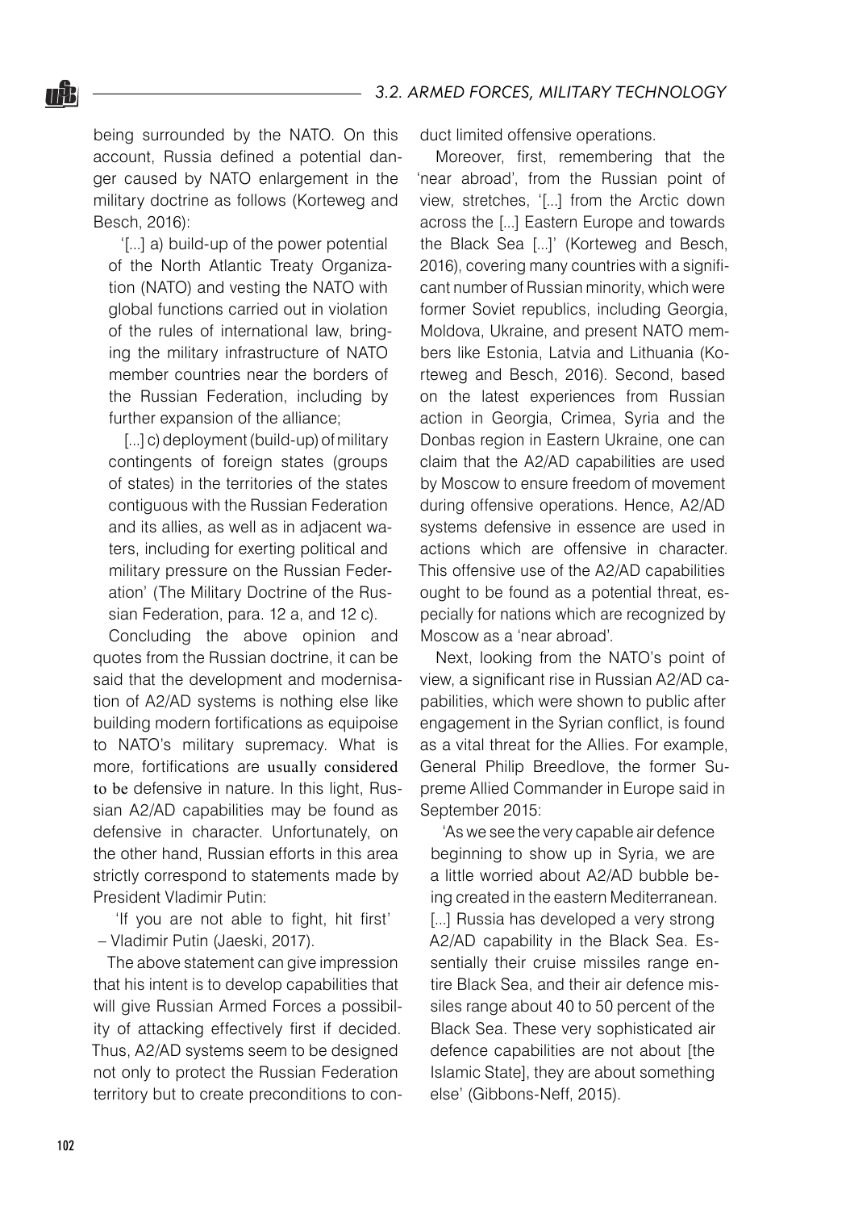being surrounded by the NATO. On this account, Russia defined a potential danger caused by NATO enlargement in the military doctrine as follows (Korteweg and Besch, 2016):

> '[...] a) build-up of the power potential of the North Atlantic Treaty Organization (NATO) and vesting the NATO with global functions carried out in violation of the rules of international law, bringing the military infrastructure of NATO member countries near the borders of the Russian Federation, including by further expansion of the alliance;
>
> [...] c) deployment (build-up) of military contingents of foreign states (groups of states) in the territories of the states contiguous with the Russian Federation and its allies, as well as in adjacent waters, including for exerting political and military pressure on the Russian Federation' (The Military Doctrine of the Russian Federation, para. 12 a, and 12 c).

Concluding the above opinion and quotes from the Russian doctrine, it can be said that the development and modernisation of A2/AD systems is nothing else like building modern fortifications as equipoise to NATO's military supremacy. What is more, fortifications are usually considered to be defensive in nature. In this light, Russian A2/AD capabilities may be found as defensive in character. Unfortunately, on the other hand, Russian efforts in this area strictly correspond to statements made by President Vladimir Putin:

> 'If you are not able to fight, hit first' – Vladimir Putin (Jaeski, 2017).

The above statement can give impression that his intent is to develop capabilities that will give Russian Armed Forces a possibility of attacking effectively first if decided. Thus, A2/AD systems seem to be designed not only to protect the Russian Federation territory but to create preconditions to conduct limited offensive operations.

Moreover, first, remembering that the 'near abroad', from the Russian point of view, stretches, '[...] from the Arctic down across the [...] Eastern Europe and towards the Black Sea [...]' (Korteweg and Besch, 2016), covering many countries with a significant number of Russian minority, which were former Soviet republics, including Georgia, Moldova, Ukraine, and present NATO members like Estonia, Latvia and Lithuania (Korteweg and Besch, 2016). Second, based on the latest experiences from Russian action in Georgia, Crimea, Syria and the Donbas region in Eastern Ukraine, one can claim that the A2/AD capabilities are used by Moscow to ensure freedom of movement during offensive operations. Hence, A2/AD systems defensive in essence are used in actions which are offensive in character. This offensive use of the A2/AD capabilities ought to be found as a potential threat, especially for nations which are recognized by Moscow as a 'near abroad'.

Next, looking from the NATO's point of view, a significant rise in Russian A2/AD capabilities, which were shown to public after engagement in the Syrian conflict, is found as a vital threat for the Allies. For example, General Philip Breedlove, the former Supreme Allied Commander in Europe said in September 2015:

> 'As we see the very capable air defence beginning to show up in Syria, we are a little worried about A2/AD bubble being created in the eastern Mediterranean. [...] Russia has developed a very strong A2/AD capability in the Black Sea. Essentially their cruise missiles range entire Black Sea, and their air defence missiles range about 40 to 50 percent of the Black Sea. These very sophisticated air defence capabilities are not about [the Islamic State], they are about something else' (Gibbons-Neff, 2015).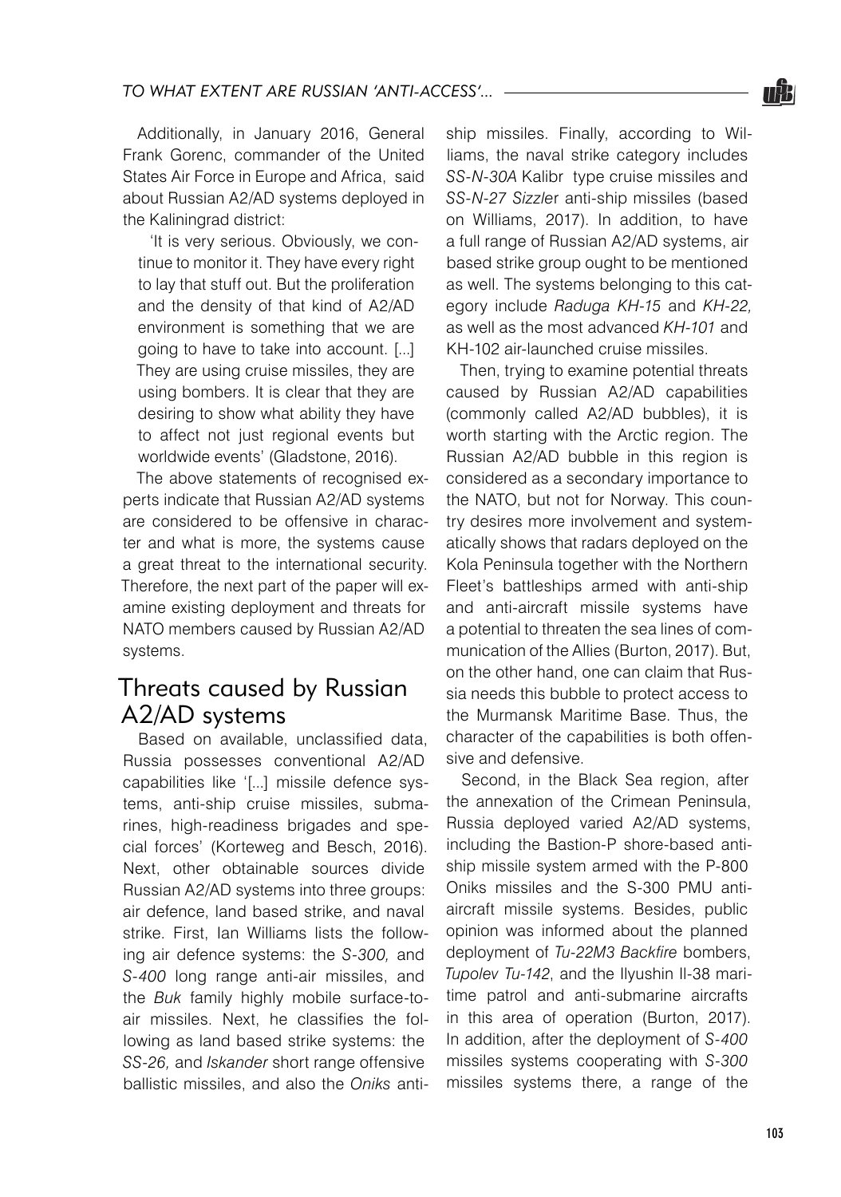Additionally, in January 2016, General Frank Gorenc, commander of the United States Air Force in Europe and Africa, said about Russian A2/AD systems deployed in the Kaliningrad district:

> 'It is very serious. Obviously, we continue to monitor it. They have every right to lay that stuff out. But the proliferation and the density of that kind of A2/AD environment is something that we are going to have to take into account. [...] They are using cruise missiles, they are using bombers. It is clear that they are desiring to show what ability they have to affect not just regional events but worldwide events' (Gladstone, 2016).

The above statements of recognised experts indicate that Russian A2/AD systems are considered to be offensive in character and what is more, the systems cause a great threat to the international security. Therefore, the next part of the paper will examine existing deployment and threats for NATO members caused by Russian A2/AD systems.

## Threats caused by Russian A2/AD systems

Based on available, unclassified data, Russia possesses conventional A2/AD capabilities like '[...] missile defence systems, anti-ship cruise missiles, submarines, high-readiness brigades and special forces' (Korteweg and Besch, 2016). Next, other obtainable sources divide Russian A2/AD systems into three groups: air defence, land based strike, and naval strike. First, Ian Williams lists the following air defence systems: the *S-300,* and *S-400* long range anti-air missiles, and the *Buk* family highly mobile surface-to-air missiles. Next, he classifies the following as land based strike systems: the *SS-26,* and *Iskander* short range offensive ballistic missiles, and also the *Oniks* anti-ship missiles. Finally, according to Williams, the naval strike category includes *SS-N-30A* Kalibr type cruise missiles and *SS-N-27 Sizzle*r anti-ship missiles (based on Williams, 2017). In addition, to have a full range of Russian A2/AD systems, air based strike group ought to be mentioned as well. The systems belonging to this category include *Raduga KH-15* and *KH-22,* as well as the most advanced *KH-101* and KH-102 air-launched cruise missiles.

Then, trying to examine potential threats caused by Russian A2/AD capabilities (commonly called A2/AD bubbles), it is worth starting with the Arctic region. The Russian A2/AD bubble in this region is considered as a secondary importance to the NATO, but not for Norway. This country desires more involvement and systematically shows that radars deployed on the Kola Peninsula together with the Northern Fleet's battleships armed with anti-ship and anti-aircraft missile systems have a potential to threaten the sea lines of communication of the Allies (Burton, 2017). But, on the other hand, one can claim that Russia needs this bubble to protect access to the Murmansk Maritime Base. Thus, the character of the capabilities is both offensive and defensive.

Second, in the Black Sea region, after the annexation of the Crimean Peninsula, Russia deployed varied A2/AD systems, including the Bastion-P shore-based anti-ship missile system armed with the P-800 Oniks missiles and the S-300 PMU anti-aircraft missile systems. Besides, public opinion was informed about the planned deployment of *Tu-22M3 Backfire* bombers, *Tupolev Tu-142*, and the Ilyushin Il-38 maritime patrol and anti-submarine aircrafts in this area of operation (Burton, 2017). In addition, after the deployment of *S-400* missiles systems cooperating with *S-300* missiles systems there, a range of the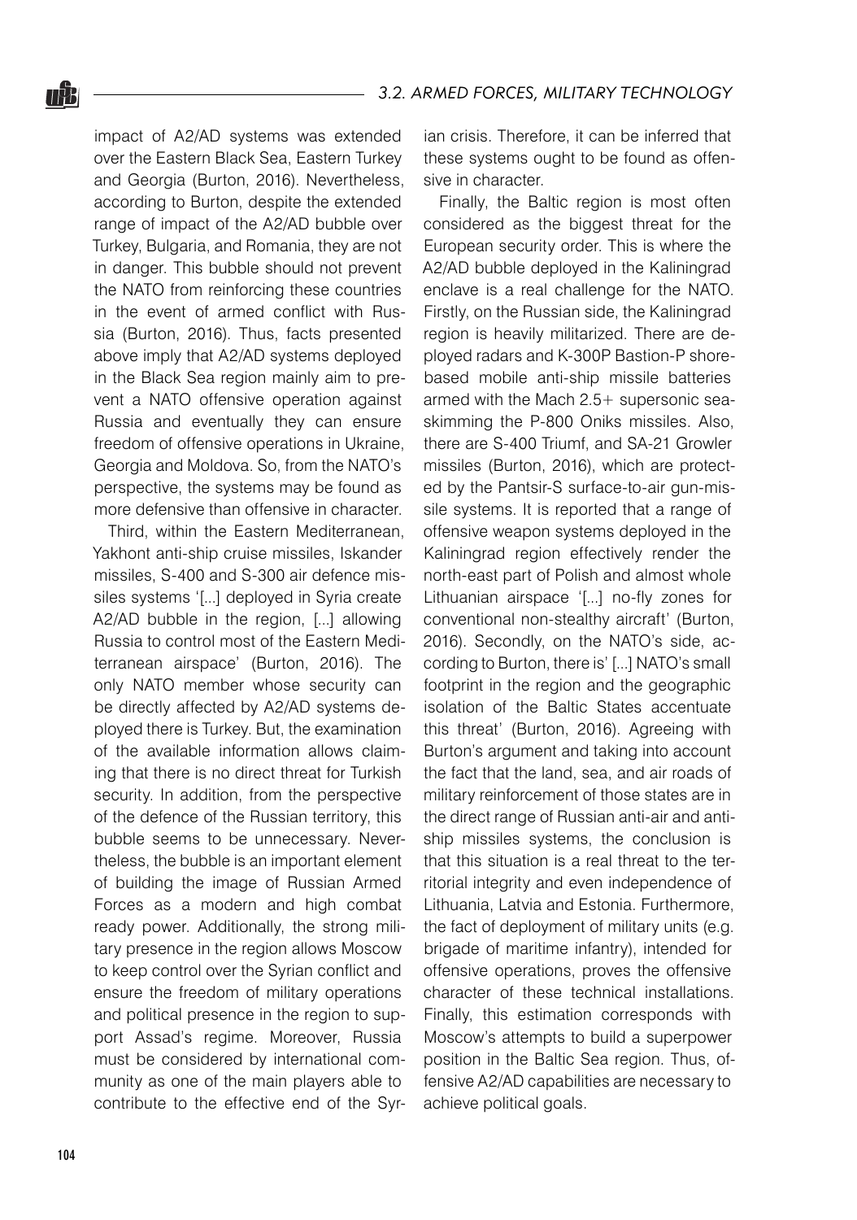impact of A2/AD systems was extended over the Eastern Black Sea, Eastern Turkey and Georgia (Burton, 2016). Nevertheless, according to Burton, despite the extended range of impact of the A2/AD bubble over Turkey, Bulgaria, and Romania, they are not in danger. This bubble should not prevent the NATO from reinforcing these countries in the event of armed conflict with Russia (Burton, 2016). Thus, facts presented above imply that A2/AD systems deployed in the Black Sea region mainly aim to prevent a NATO offensive operation against Russia and eventually they can ensure freedom of offensive operations in Ukraine, Georgia and Moldova. So, from the NATO's perspective, the systems may be found as more defensive than offensive in character.

Third, within the Eastern Mediterranean, Yakhont anti-ship cruise missiles, Iskander missiles, S-400 and S-300 air defence missiles systems '[...] deployed in Syria create A2/AD bubble in the region, [...] allowing Russia to control most of the Eastern Mediterranean airspace' (Burton, 2016). The only NATO member whose security can be directly affected by A2/AD systems deployed there is Turkey. But, the examination of the available information allows claiming that there is no direct threat for Turkish security. In addition, from the perspective of the defence of the Russian territory, this bubble seems to be unnecessary. Nevertheless, the bubble is an important element of building the image of Russian Armed Forces as a modern and high combat ready power. Additionally, the strong military presence in the region allows Moscow to keep control over the Syrian conflict and ensure the freedom of military operations and political presence in the region to support Assad's regime. Moreover, Russia must be considered by international community as one of the main players able to contribute to the effective end of the Syrian crisis. Therefore, it can be inferred that these systems ought to be found as offensive in character.

Finally, the Baltic region is most often considered as the biggest threat for the European security order. This is where the A2/AD bubble deployed in the Kaliningrad enclave is a real challenge for the NATO. Firstly, on the Russian side, the Kaliningrad region is heavily militarized. There are deployed radars and K-300P Bastion-P shore-based mobile anti-ship missile batteries armed with the Mach 2.5+ supersonic sea-skimming the P-800 Oniks missiles. Also, there are S-400 Triumf, and SA-21 Growler missiles (Burton, 2016), which are protected by the Pantsir-S surface-to-air gun-missile systems. It is reported that a range of offensive weapon systems deployed in the Kaliningrad region effectively render the north-east part of Polish and almost whole Lithuanian airspace '[...] no-fly zones for conventional non-stealthy aircraft' (Burton, 2016). Secondly, on the NATO's side, according to Burton, there is' [...] NATO's small footprint in the region and the geographic isolation of the Baltic States accentuate this threat' (Burton, 2016). Agreeing with Burton's argument and taking into account the fact that the land, sea, and air roads of military reinforcement of those states are in the direct range of Russian anti-air and anti-ship missiles systems, the conclusion is that this situation is a real threat to the territorial integrity and even independence of Lithuania, Latvia and Estonia. Furthermore, the fact of deployment of military units (e.g. brigade of maritime infantry), intended for offensive operations, proves the offensive character of these technical installations. Finally, this estimation corresponds with Moscow's attempts to build a superpower position in the Baltic Sea region. Thus, offensive A2/AD capabilities are necessary to achieve political goals.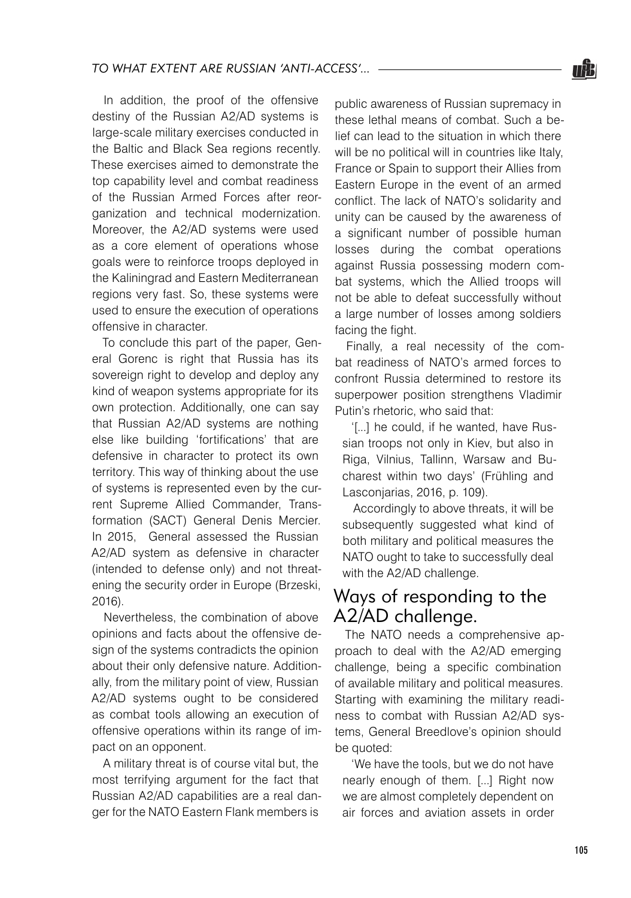In addition, the proof of the offensive destiny of the Russian A2/AD systems is large-scale military exercises conducted in the Baltic and Black Sea regions recently. These exercises aimed to demonstrate the top capability level and combat readiness of the Russian Armed Forces after reorganization and technical modernization. Moreover, the A2/AD systems were used as a core element of operations whose goals were to reinforce troops deployed in the Kaliningrad and Eastern Mediterranean regions very fast. So, these systems were used to ensure the execution of operations offensive in character.

To conclude this part of the paper, General Gorenc is right that Russia has its sovereign right to develop and deploy any kind of weapon systems appropriate for its own protection. Additionally, one can say that Russian A2/AD systems are nothing else like building 'fortifications' that are defensive in character to protect its own territory. This way of thinking about the use of systems is represented even by the current Supreme Allied Commander, Transformation (SACT) General Denis Mercier. In 2015, General assessed the Russian A2/AD system as defensive in character (intended to defense only) and not threatening the security order in Europe (Brzeski, 2016).

Nevertheless, the combination of above opinions and facts about the offensive design of the systems contradicts the opinion about their only defensive nature. Additionally, from the military point of view, Russian A2/AD systems ought to be considered as combat tools allowing an execution of offensive operations within its range of impact on an opponent.

A military threat is of course vital but, the most terrifying argument for the fact that Russian A2/AD capabilities are a real danger for the NATO Eastern Flank members is public awareness of Russian supremacy in these lethal means of combat. Such a belief can lead to the situation in which there will be no political will in countries like Italy, France or Spain to support their Allies from Eastern Europe in the event of an armed conflict. The lack of NATO's solidarity and unity can be caused by the awareness of a significant number of possible human losses during the combat operations against Russia possessing modern combat systems, which the Allied troops will not be able to defeat successfully without a large number of losses among soldiers facing the fight.

Finally, a real necessity of the combat readiness of NATO's armed forces to confront Russia determined to restore its superpower position strengthens Vladimir Putin's rhetoric, who said that:

> '[...] he could, if he wanted, have Russian troops not only in Kiev, but also in Riga, Vilnius, Tallinn, Warsaw and Bucharest within two days' (Frühling and Lasconjarias, 2016, p. 109).

Accordingly to above threats, it will be subsequently suggested what kind of both military and political measures the NATO ought to take to successfully deal with the A2/AD challenge.

## Ways of responding to the A2/AD challenge.

The NATO needs a comprehensive approach to deal with the A2/AD emerging challenge, being a specific combination of available military and political measures. Starting with examining the military readiness to combat with Russian A2/AD systems, General Breedlove's opinion should be quoted:

> 'We have the tools, but we do not have nearly enough of them. [...] Right now we are almost completely dependent on air forces and aviation assets in order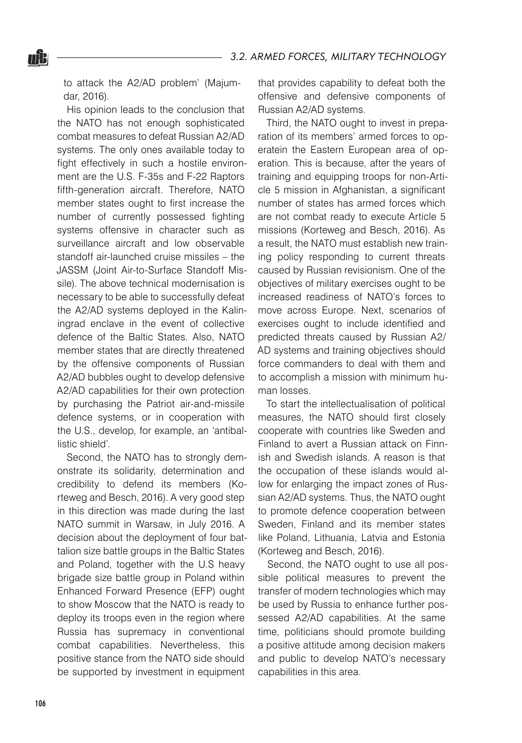to attack the A2/AD problem' (Majumdar, 2016).

His opinion leads to the conclusion that the NATO has not enough sophisticated combat measures to defeat Russian A2/AD systems. The only ones available today to fight effectively in such a hostile environment are the U.S. F-35s and F-22 Raptors fifth-generation aircraft. Therefore, NATO member states ought to first increase the number of currently possessed fighting systems offensive in character such as surveillance aircraft and low observable standoff air-launched cruise missiles – the JASSM (Joint Air-to-Surface Standoff Missile). The above technical modernisation is necessary to be able to successfully defeat the A2/AD systems deployed in the Kaliningrad enclave in the event of collective defence of the Baltic States. Also, NATO member states that are directly threatened by the offensive components of Russian A2/AD bubbles ought to develop defensive A2/AD capabilities for their own protection by purchasing the Patriot air-and-missile defence systems, or in cooperation with the U.S., develop, for example, an 'antiballistic shield'.

Second, the NATO has to strongly demonstrate its solidarity, determination and credibility to defend its members (Korteweg and Besch, 2016). A very good step in this direction was made during the last NATO summit in Warsaw, in July 2016. A decision about the deployment of four battalion size battle groups in the Baltic States and Poland, together with the U.S heavy brigade size battle group in Poland within Enhanced Forward Presence (EFP) ought to show Moscow that the NATO is ready to deploy its troops even in the region where Russia has supremacy in conventional combat capabilities. Nevertheless, this positive stance from the NATO side should be supported by investment in equipment that provides capability to defeat both the offensive and defensive components of Russian A2/AD systems.

Third, the NATO ought to invest in preparation of its members' armed forces to operatein the Eastern European area of operation. This is because, after the years of training and equipping troops for non-Article 5 mission in Afghanistan, a significant number of states has armed forces which are not combat ready to execute Article 5 missions (Korteweg and Besch, 2016). As a result, the NATO must establish new training policy responding to current threats caused by Russian revisionism. One of the objectives of military exercises ought to be increased readiness of NATO's forces to move across Europe. Next, scenarios of exercises ought to include identified and predicted threats caused by Russian A2/AD systems and training objectives should force commanders to deal with them and to accomplish a mission with minimum human losses.

To start the intellectualisation of political measures, the NATO should first closely cooperate with countries like Sweden and Finland to avert a Russian attack on Finnish and Swedish islands. A reason is that the occupation of these islands would allow for enlarging the impact zones of Russian A2/AD systems. Thus, the NATO ought to promote defence cooperation between Sweden, Finland and its member states like Poland, Lithuania, Latvia and Estonia (Korteweg and Besch, 2016).

Second, the NATO ought to use all possible political measures to prevent the transfer of modern technologies which may be used by Russia to enhance further possessed A2/AD capabilities. At the same time, politicians should promote building a positive attitude among decision makers and public to develop NATO's necessary capabilities in this area.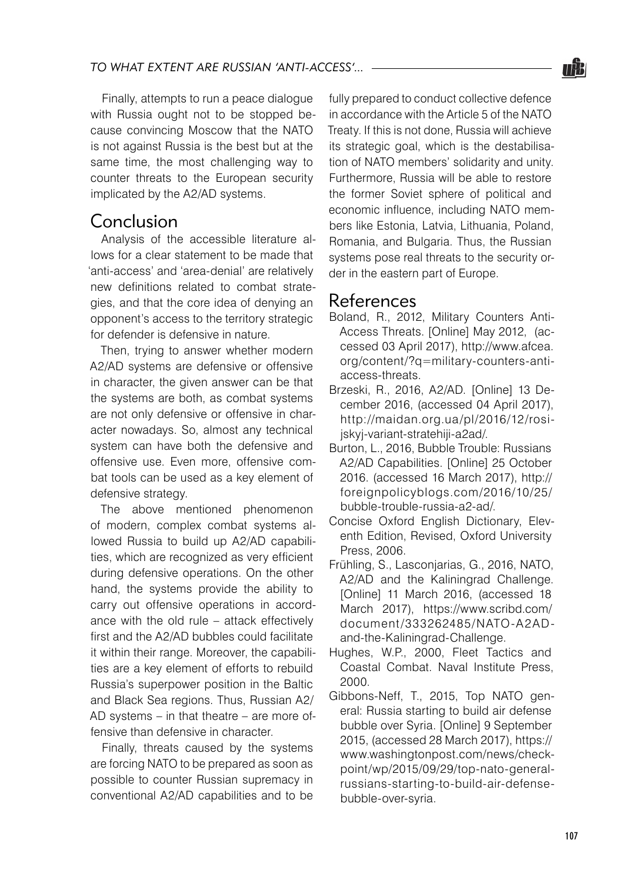Finally, attempts to run a peace dialogue with Russia ought not to be stopped because convincing Moscow that the NATO is not against Russia is the best but at the same time, the most challenging way to counter threats to the European security implicated by the A2/AD systems.

## Conclusion

Analysis of the accessible literature allows for a clear statement to be made that 'anti-access' and 'area-denial' are relatively new definitions related to combat strategies, and that the core idea of denying an opponent's access to the territory strategic for defender is defensive in nature.

Then, trying to answer whether modern A2/AD systems are defensive or offensive in character, the given answer can be that the systems are both, as combat systems are not only defensive or offensive in character nowadays. So, almost any technical system can have both the defensive and offensive use. Even more, offensive combat tools can be used as a key element of defensive strategy.

The above mentioned phenomenon of modern, complex combat systems allowed Russia to build up A2/AD capabilities, which are recognized as very efficient during defensive operations. On the other hand, the systems provide the ability to carry out offensive operations in accordance with the old rule – attack effectively first and the A2/AD bubbles could facilitate it within their range. Moreover, the capabilities are a key element of efforts to rebuild Russia's superpower position in the Baltic and Black Sea regions. Thus, Russian A2/AD systems – in that theatre – are more offensive than defensive in character.

Finally, threats caused by the systems are forcing NATO to be prepared as soon as possible to counter Russian supremacy in conventional A2/AD capabilities and to be fully prepared to conduct collective defence in accordance with the Article 5 of the NATO Treaty. If this is not done, Russia will achieve its strategic goal, which is the destabilisation of NATO members' solidarity and unity. Furthermore, Russia will be able to restore the former Soviet sphere of political and economic influence, including NATO members like Estonia, Latvia, Lithuania, Poland, Romania, and Bulgaria. Thus, the Russian systems pose real threats to the security order in the eastern part of Europe.

## References

Boland, R., 2012, Military Counters Anti-Access Threats. [Online] May 2012, (accessed 03 April 2017), http://www.afcea.org/content/?q=military-counters-anti-access-threats.

Brzeski, R., 2016, A2/AD. [Online] 13 December 2016, (accessed 04 April 2017), http://maidan.org.ua/pl/2016/12/rosijskyj-variant-stratehiji-a2ad/.

Burton, L., 2016, Bubble Trouble: Russians A2/AD Capabilities. [Online] 25 October 2016. (accessed 16 March 2017), http://foreignpolicyblogs.com/2016/10/25/bubble-trouble-russia-a2-ad/.

Concise Oxford English Dictionary, Eleventh Edition, Revised, Oxford University Press, 2006.

Frühling, S., Lasconjarias, G., 2016, NATO, A2/AD and the Kaliningrad Challenge. [Online] 11 March 2016, (accessed 18 March 2017), https://www.scribd.com/document/333262485/NATO-A2AD-and-the-Kaliningrad-Challenge.

Hughes, W.P., 2000, Fleet Tactics and Coastal Combat. Naval Institute Press, 2000.

Gibbons-Neff, T., 2015, Top NATO general: Russia starting to build air defense bubble over Syria. [Online] 9 September 2015, (accessed 28 March 2017), https://www.washingtonpost.com/news/checkpoint/wp/2015/09/29/top-nato-general-russians-starting-to-build-air-defense-bubble-over-syria.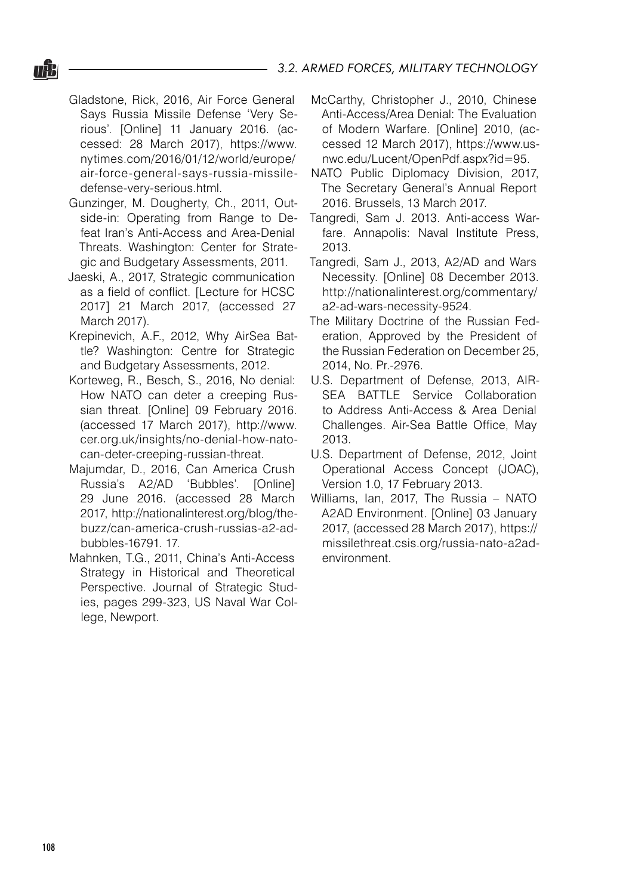- Gladstone, Rick, 2016, Air Force General Says Russia Missile Defense 'Very Serious'. [Online] 11 January 2016. (accessed: 28 March 2017), https://www.nytimes.com/2016/01/12/world/europe/air-force-general-says-russia-missile-defense-very-serious.html.
- Gunzinger, M. Dougherty, Ch., 2011, Outside-in: Operating from Range to Defeat Iran's Anti-Access and Area-Denial Threats. Washington: Center for Strategic and Budgetary Assessments, 2011.
- Jaeski, A., 2017, Strategic communication as a field of conflict. [Lecture for HCSC 2017] 21 March 2017, (accessed 27 March 2017).
- Krepinevich, A.F., 2012, Why AirSea Battle? Washington: Centre for Strategic and Budgetary Assessments, 2012.
- Korteweg, R., Besch, S., 2016, No denial: How NATO can deter a creeping Russian threat. [Online] 09 February 2016. (accessed 17 March 2017), http://www.cer.org.uk/insights/no-denial-how-nato-can-deter-creeping-russian-threat.
- Majumdar, D., 2016, Can America Crush Russia's A2/AD 'Bubbles'. [Online] 29 June 2016. (accessed 28 March 2017, http://nationalinterest.org/blog/the-buzz/can-america-crush-russias-a2-ad-bubbles-16791. 17.
- Mahnken, T.G., 2011, China's Anti-Access Strategy in Historical and Theoretical Perspective. Journal of Strategic Studies, pages 299-323, US Naval War College, Newport.
- McCarthy, Christopher J., 2010, Chinese Anti-Access/Area Denial: The Evaluation of Modern Warfare. [Online] 2010, (accessed 12 March 2017), https://www.usnwc.edu/Lucent/OpenPdf.aspx?id=95.
- NATO Public Diplomacy Division, 2017, The Secretary General's Annual Report 2016. Brussels, 13 March 2017.
- Tangredi, Sam J. 2013. Anti-access Warfare. Annapolis: Naval Institute Press, 2013.
- Tangredi, Sam J., 2013, A2/AD and Wars Necessity. [Online] 08 December 2013. http://nationalinterest.org/commentary/a2-ad-wars-necessity-9524.
- The Military Doctrine of the Russian Federation, Approved by the President of the Russian Federation on December 25, 2014, No. Pr.-2976.
- U.S. Department of Defense, 2013, AIR-SEA BATTLE Service Collaboration to Address Anti-Access & Area Denial Challenges. Air-Sea Battle Office, May 2013.
- U.S. Department of Defense, 2012, Joint Operational Access Concept (JOAC), Version 1.0, 17 February 2013.
- Williams, Ian, 2017, The Russia – NATO A2AD Environment. [Online] 03 January 2017, (accessed 28 March 2017), https://missilethreat.csis.org/russia-nato-a2ad-environment.